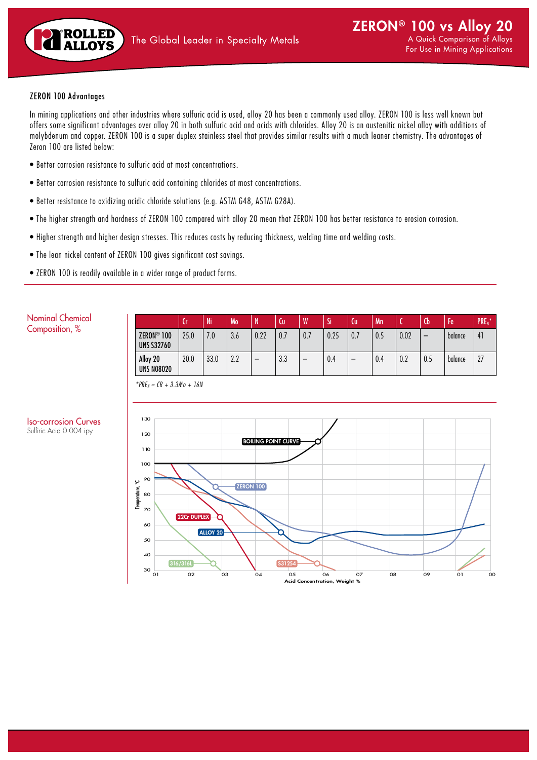# ZERON® 100 vs Alloy 20

A Quick Comparison of Alloys For Use in Mining Applications

## ZERON 100 Advantages

In mining applications and other industries where sulfuric acid is used, alloy 20 has been a commonly used alloy. ZERON 100 is less well known but offers some significant advantages over alloy 20 in both sulfuric acid and acids with chlorides. Alloy 20 is an austenitic nickel alloy with additions of molybdenum and copper. ZERON 100 is a super duplex stainless steel that provides similar results with a much leaner chemistry. The advantages of Zeron 100 are listed below:

- Better corrosion resistance to sulfuric acid at most concentrations.
- Better corrosion resistance to sulfuric acid containing chlorides at most concentrations.
- Better resistance to oxidizing acidic chloride solutions (e.g. ASTM G48, ASTM G28A).
- The higher strength and hardness of ZERON 100 compared with alloy 20 mean that ZERON 100 has better resistance to erosion corrosion.
- Higher strength and higher design stresses. This reduces costs by reducing thickness, welding time and welding costs.
- The lean nickel content of ZERON 100 gives significant cost savings.
- ZERON 100 is readily available in a wider range of product forms.

## Nominal Chemical Composition, %

| | Cr | Ni | Mo | N | Cu | W | Si | Cu | Mn | C | Cb | Fe | $PRE_N$* |
|---|---|---|---|---|---|---|---|---|---|---|---|---|---|
| ZERON® 100 UNS S32760 | 25.0 | 7.0 | 3.6 | 0.22 | 0.7 | 0.7 | 0.25 | 0.7 | 0.5 | 0.02 | – | balance | 41 |
| Alloy 20 UNS N08020 | 20.0 | 33.0 | 2.2 | – | 3.3 | – | 0.4 | – | 0.4 | 0.2 | 0.5 | balance | 27 |

*$PRE_N = CR + 3.3Mo + 16N$

## Iso-corrosion Curves

Sulfiric Acid 0.004 ipy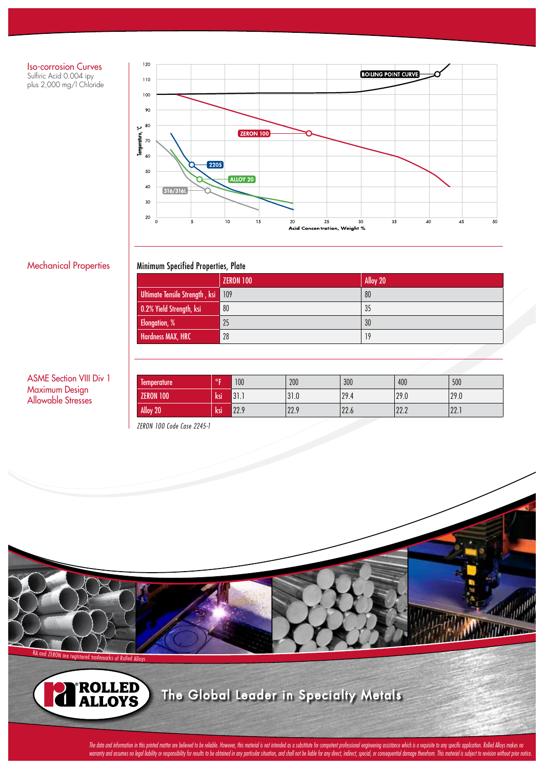## Iso-corrosion Curves

Sulfiric Acid 0.004 ipy
plus 2,000 mg/l Chloride

BOILING POINT CURVE

ZERON 100

2205

ALLOY 20

316/316L

Temperature, °C

120
110
100
90
80
70
60
50
40
30
20

0 5 10 15 20 25 30 35 40 45 50

Acid Concentration, Weight %

## Mechanical Properties

### Minimum Specified Properties, Plate

| | ZERON 100 | Alloy 20 |
|---|---|---|
| Ultimate Tensile Strength , ksi | 109 | 80 |
| 0.2% Yield Strength, ksi | 80 | 35 |
| Elongation, % | 25 | 30 |
| Hardness MAX, HRC | 28 | 19 |

## ASME Section VIII Div 1 Maximum Design Allowable Stresses

| Temperature | °F | 100 | 200 | 300 | 400 | 500 |
|---|---|---|---|---|---|---|
| ZERON 100 | ksi | 31.1 | 31.0 | 29.4 | 29.0 | 29.0 |
| Alloy 20 | ksi | 22.9 | 22.9 | 22.6 | 22.2 | 22.1 |

*ZERON 100 Code Case 2245-1*

RA and ZERON are registered trademarks of Rolled Alloys

ROLLED ALLOYS

The Global Leader in Specialty Metals

*The data and information in this printed matter are believed to be reliable. However, this material is not intended as a substitute for competent professional engineering assistance which is a requisite to any specific application. Rolled Alloys makes no warranty and assumes no legal liability or responsibility for results to be obtained in any particular situation, and shall not be liable for any direct, indirect, special, or consequential damage therefrom. This material is subject to revision without prior notice.*